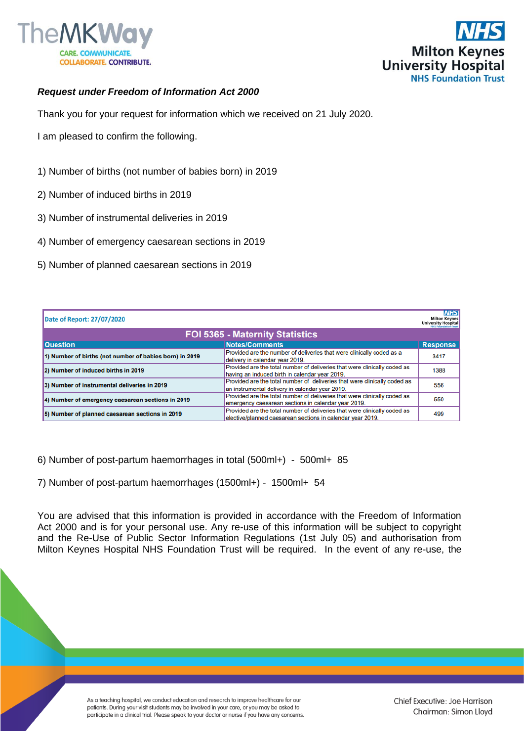***Request under Freedom of Information Act 2000***

Thank you for your request for information which we received on 21 July 2020.

I am pleased to confirm the following.

1) Number of births (not number of babies born) in 2019

2) Number of induced births in 2019

3) Number of instrumental deliveries in 2019

4) Number of emergency caesarean sections in 2019

5) Number of planned caesarean sections in 2019

Date of Report: 27/07/2020

**FOI 5365 - Maternity Statistics**

| Question | Notes/Comments | Response |
|---|---|---|
| 1) Number of births (not number of babies born) in 2019 | Provided are the number of deliveries that were clinically coded as a delivery in calendar year 2019. | 3417 |
| 2) Number of induced births in 2019 | Provided are the total number of deliveries that were clinically coded as having an induced birth in calendar year 2019. | 1388 |
| 3) Number of instrumental deliveries in 2019 | Provided are the total number of deliveries that were clinically coded as an instrumental delivery in calendar year 2019. | 556 |
| 4) Number of emergency caesarean sections in 2019 | Provided are the total number of deliveries that were clinically coded as emergency caesarean sections in calendar year 2019. | 550 |
| 5) Number of planned caesarean sections in 2019 | Provided are the total number of deliveries that were clinically coded as elective/planned caesarean sections in calendar year 2019. | 499 |

6) Number of post-partum haemorrhages in total (500ml+) - 500ml+ 85

7) Number of post-partum haemorrhages (1500ml+) - 1500ml+ 54

You are advised that this information is provided in accordance with the Freedom of Information Act 2000 and is for your personal use. Any re-use of this information will be subject to copyright and the Re-Use of Public Sector Information Regulations (1st July 05) and authorisation from Milton Keynes Hospital NHS Foundation Trust will be required. In the event of any re-use, the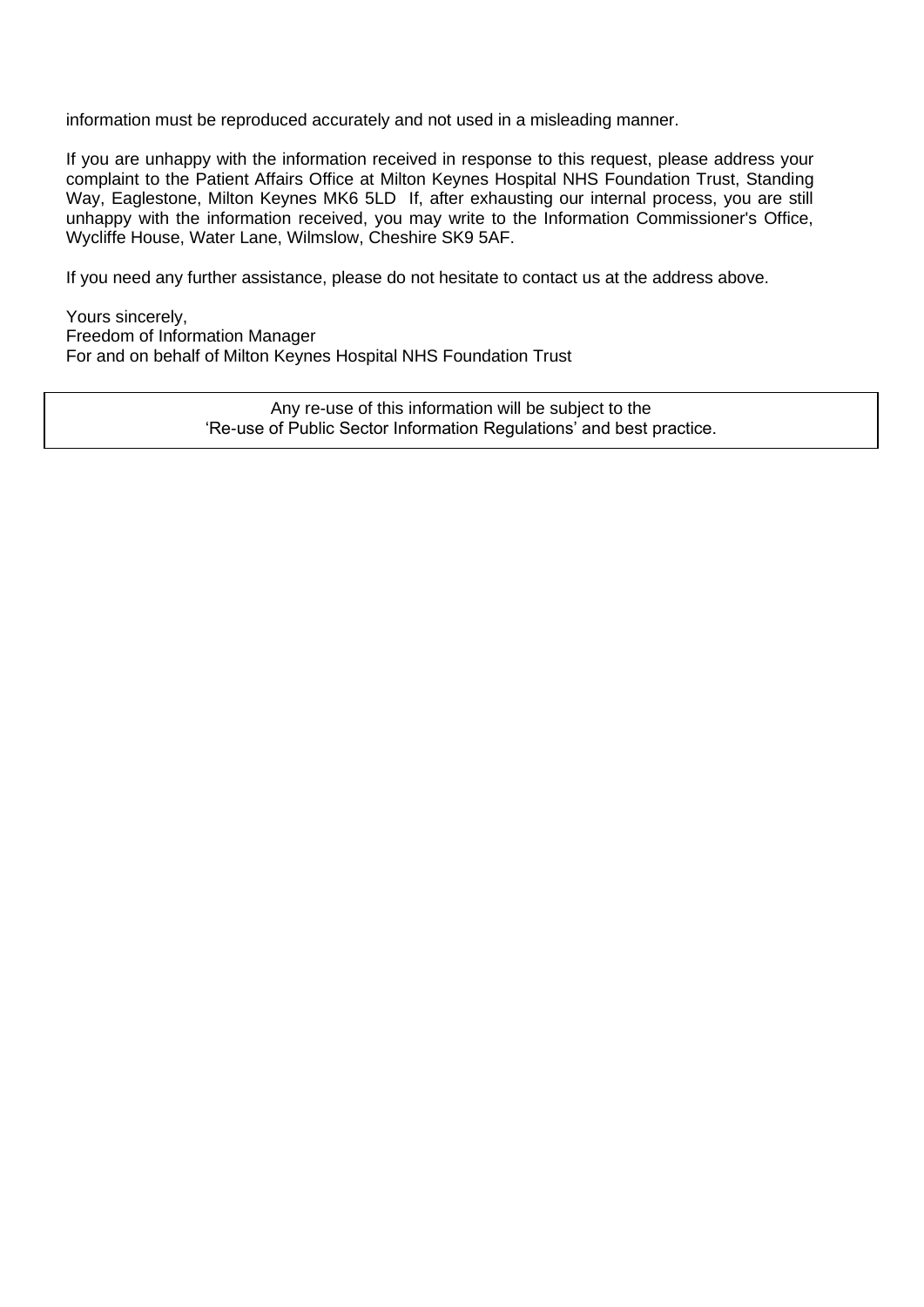information must be reproduced accurately and not used in a misleading manner.

If you are unhappy with the information received in response to this request, please address your complaint to the Patient Affairs Office at Milton Keynes Hospital NHS Foundation Trust, Standing Way, Eaglestone, Milton Keynes MK6 5LD If, after exhausting our internal process, you are still unhappy with the information received, you may write to the Information Commissioner's Office, Wycliffe House, Water Lane, Wilmslow, Cheshire SK9 5AF.

If you need any further assistance, please do not hesitate to contact us at the address above.

Yours sincerely,
Freedom of Information Manager
For and on behalf of Milton Keynes Hospital NHS Foundation Trust

Any re-use of this information will be subject to the
'Re-use of Public Sector Information Regulations' and best practice.